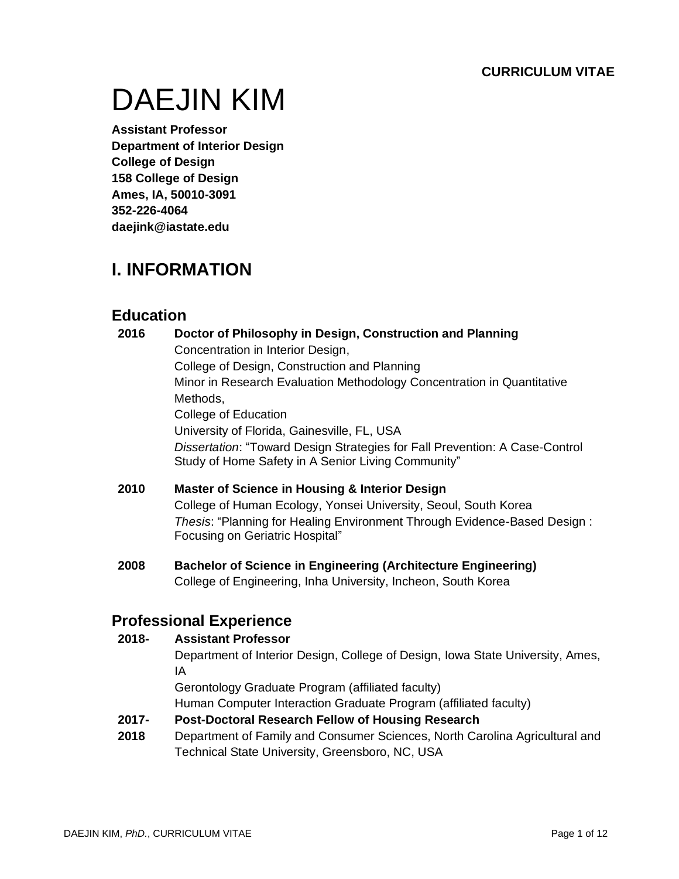**CURRICULUM VITAE**

# DAEJIN KIM

**Assistant Professor**
**Department of Interior Design**
**College of Design**
**158 College of Design**
**Ames, IA, 50010-3091**
**352-226-4064**
**daejink@iastate.edu**

## I. INFORMATION

### Education

**2016** **Doctor of Philosophy in Design, Construction and Planning**
Concentration in Interior Design,
College of Design, Construction and Planning
Minor in Research Evaluation Methodology Concentration in Quantitative Methods,
College of Education
University of Florida, Gainesville, FL, USA
*Dissertation*: "Toward Design Strategies for Fall Prevention: A Case-Control Study of Home Safety in A Senior Living Community"

**2010** **Master of Science in Housing & Interior Design**
College of Human Ecology, Yonsei University, Seoul, South Korea
*Thesis*: "Planning for Healing Environment Through Evidence-Based Design : Focusing on Geriatric Hospital"

**2008** **Bachelor of Science in Engineering (Architecture Engineering)**
College of Engineering, Inha University, Incheon, South Korea

### Professional Experience

**2018-** **Assistant Professor**
Department of Interior Design, College of Design, Iowa State University, Ames, IA
Gerontology Graduate Program (affiliated faculty)
Human Computer Interaction Graduate Program (affiliated faculty)

**2017-2018** **Post-Doctoral Research Fellow of Housing Research**
Department of Family and Consumer Sciences, North Carolina Agricultural and Technical State University, Greensboro, NC, USA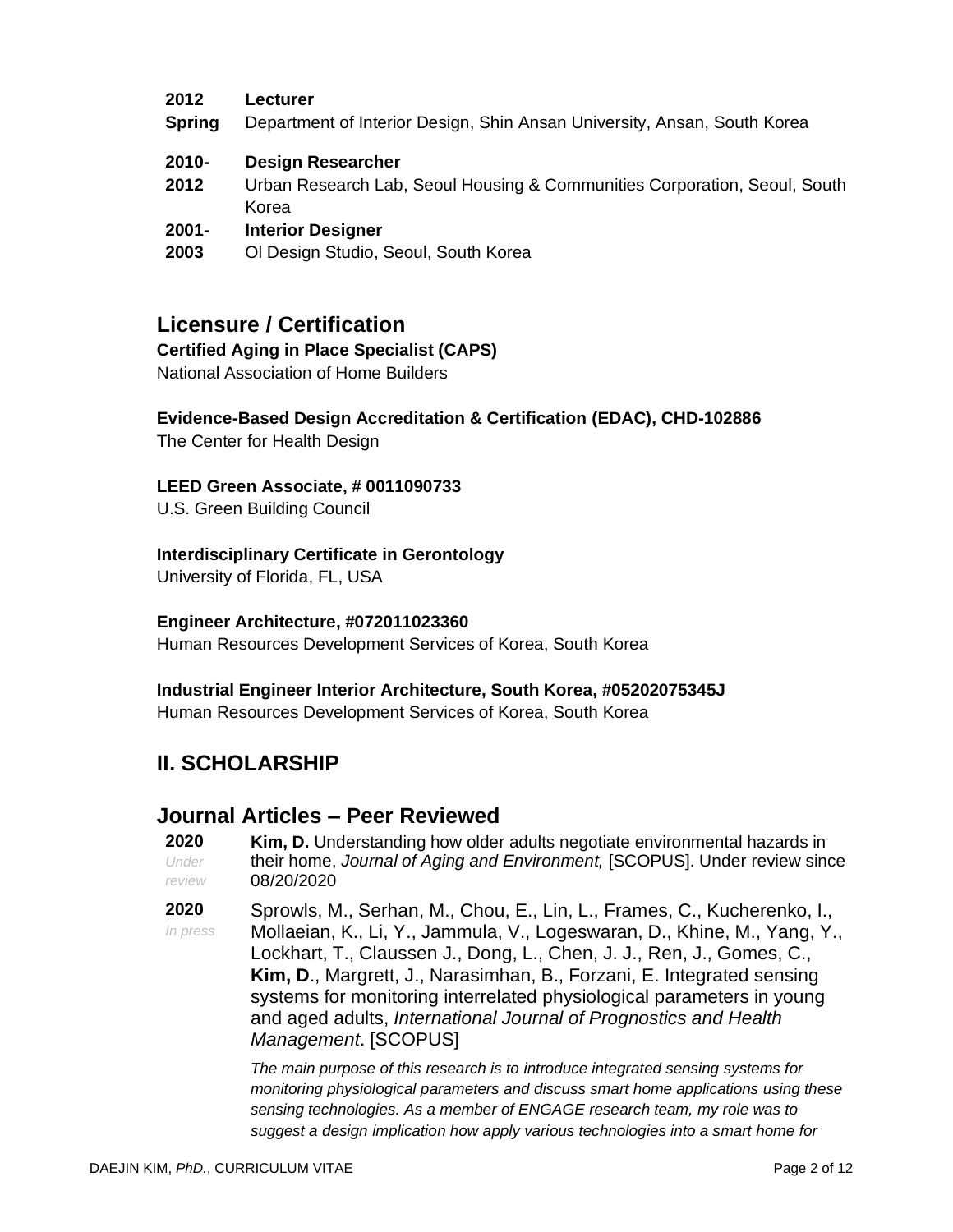**2012 Spring** **Lecturer**
Department of Interior Design, Shin Ansan University, Ansan, South Korea

**2010-2012** **Design Researcher**
Urban Research Lab, Seoul Housing & Communities Corporation, Seoul, South Korea

**2001-2003** **Interior Designer**
Ol Design Studio, Seoul, South Korea

## Licensure / Certification

**Certified Aging in Place Specialist (CAPS)**
National Association of Home Builders

**Evidence-Based Design Accreditation & Certification (EDAC), CHD-102886**
The Center for Health Design

**LEED Green Associate, # 0011090733**
U.S. Green Building Council

**Interdisciplinary Certificate in Gerontology**
University of Florida, FL, USA

**Engineer Architecture, #072011023360**
Human Resources Development Services of Korea, South Korea

**Industrial Engineer Interior Architecture, South Korea, #05202075345J**
Human Resources Development Services of Korea, South Korea

# II. SCHOLARSHIP

## Journal Articles – Peer Reviewed

**2020** *Under review* — **Kim, D.** Understanding how older adults negotiate environmental hazards in their home, *Journal of Aging and Environment,* [SCOPUS]. Under review since 08/20/2020

**2020** *In press* — Sprowls, M., Serhan, M., Chou, E., Lin, L., Frames, C., Kucherenko, I., Mollaeian, K., Li, Y., Jammula, V., Logeswaran, D., Khine, M., Yang, Y., Lockhart, T., Claussen J., Dong, L., Chen, J. J., Ren, J., Gomes, C., **Kim, D**., Margrett, J., Narasimhan, B., Forzani, E. Integrated sensing systems for monitoring interrelated physiological parameters in young and aged adults, *International Journal of Prognostics and Health Management*. [SCOPUS]

*The main purpose of this research is to introduce integrated sensing systems for monitoring physiological parameters and discuss smart home applications using these sensing technologies. As a member of ENGAGE research team, my role was to suggest a design implication how apply various technologies into a smart home for*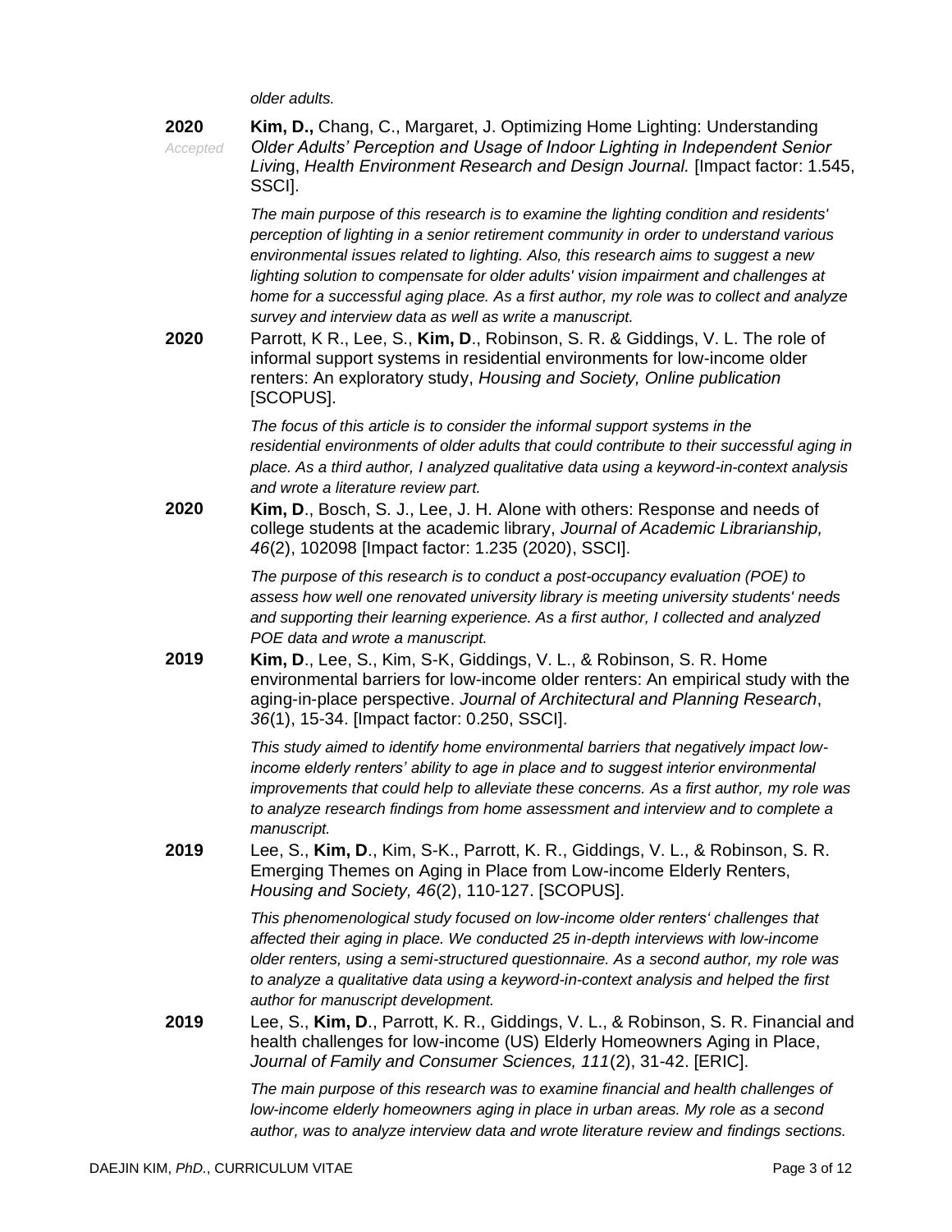*older adults.*

**2020** *Accepted* **Kim, D.,** Chang, C., Margaret, J. Optimizing Home Lighting: Understanding *Older Adults' Perception and Usage of Indoor Lighting in Independent Senior Living*, *Health Environment Research and Design Journal.* [Impact factor: 1.545, SSCI].

*The main purpose of this research is to examine the lighting condition and residents' perception of lighting in a senior retirement community in order to understand various environmental issues related to lighting. Also, this research aims to suggest a new lighting solution to compensate for older adults' vision impairment and challenges at home for a successful aging place. As a first author, my role was to collect and analyze survey and interview data as well as write a manuscript.*

**2020** Parrott, K R., Lee, S., **Kim, D**., Robinson, S. R. & Giddings, V. L. The role of informal support systems in residential environments for low-income older renters: An exploratory study, *Housing and Society, Online publication* [SCOPUS].

*The focus of this article is to consider the informal support systems in the residential environments of older adults that could contribute to their successful aging in place. As a third author, I analyzed qualitative data using a keyword-in-context analysis and wrote a literature review part.*

**2020** **Kim, D**., Bosch, S. J., Lee, J. H. Alone with others: Response and needs of college students at the academic library, *Journal of Academic Librarianship, 46*(2), 102098 [Impact factor: 1.235 (2020), SSCI].

*The purpose of this research is to conduct a post-occupancy evaluation (POE) to assess how well one renovated university library is meeting university students' needs and supporting their learning experience. As a first author, I collected and analyzed POE data and wrote a manuscript.*

**2019** **Kim, D**., Lee, S., Kim, S-K, Giddings, V. L., & Robinson, S. R. Home environmental barriers for low-income older renters: An empirical study with the aging-in-place perspective. *Journal of Architectural and Planning Research*, *36*(1), 15-34. [Impact factor: 0.250, SSCI].

*This study aimed to identify home environmental barriers that negatively impact low-income elderly renters' ability to age in place and to suggest interior environmental improvements that could help to alleviate these concerns. As a first author, my role was to analyze research findings from home assessment and interview and to complete a manuscript.*

**2019** Lee, S., **Kim, D**., Kim, S-K., Parrott, K. R., Giddings, V. L., & Robinson, S. R. Emerging Themes on Aging in Place from Low-income Elderly Renters, *Housing and Society, 46*(2), 110-127. [SCOPUS].

*This phenomenological study focused on low-income older renters' challenges that affected their aging in place. We conducted 25 in-depth interviews with low-income older renters, using a semi-structured questionnaire. As a second author, my role was to analyze a qualitative data using a keyword-in-context analysis and helped the first author for manuscript development.*

**2019** Lee, S., **Kim, D**., Parrott, K. R., Giddings, V. L., & Robinson, S. R. Financial and health challenges for low-income (US) Elderly Homeowners Aging in Place, *Journal of Family and Consumer Sciences, 111*(2), 31-42. [ERIC].

*The main purpose of this research was to examine financial and health challenges of low-income elderly homeowners aging in place in urban areas. My role as a second author, was to analyze interview data and wrote literature review and findings sections.*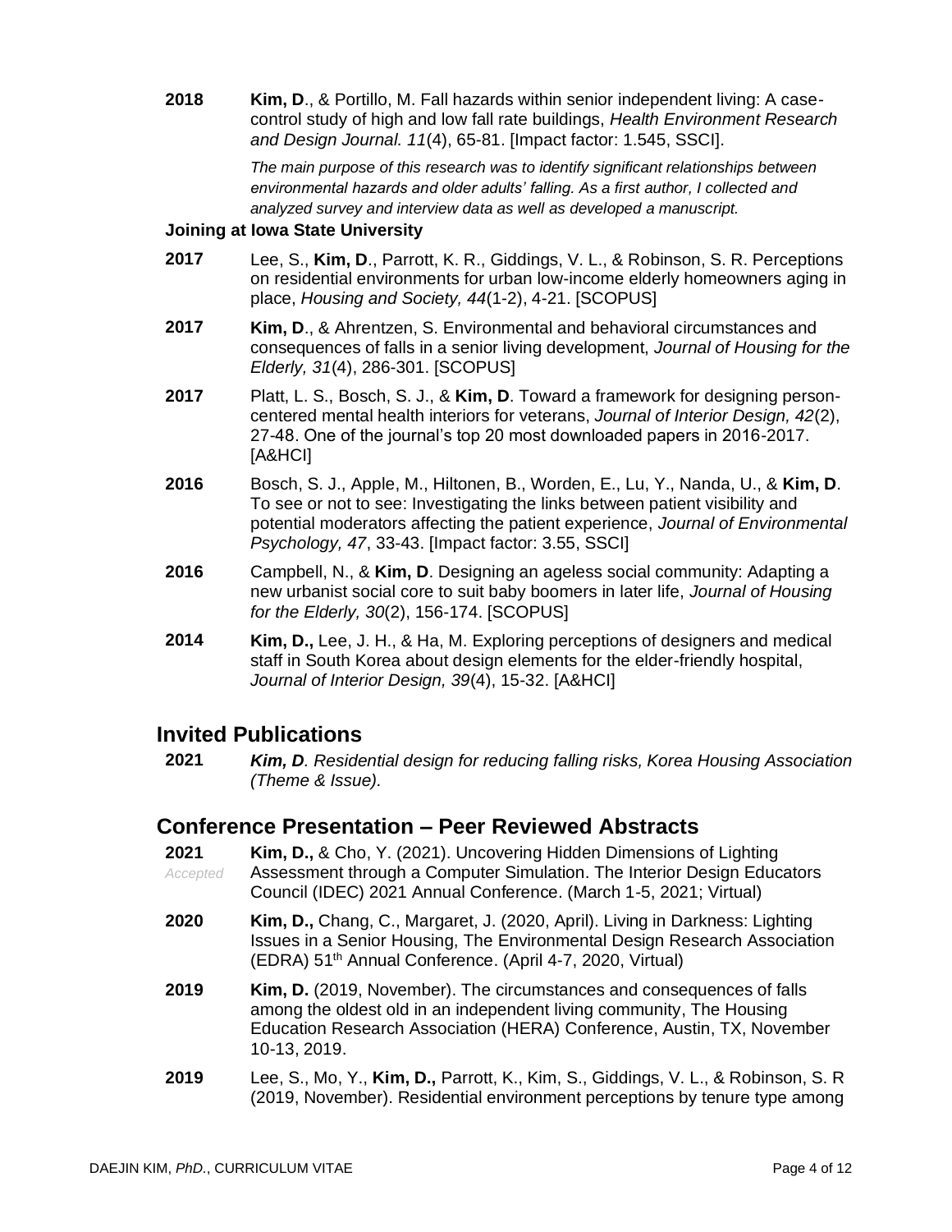**2018** **Kim, D**., & Portillo, M. Fall hazards within senior independent living: A case-control study of high and low fall rate buildings, *Health Environment Research and Design Journal. 11*(4), 65-81. [Impact factor: 1.545, SSCI].

*The main purpose of this research was to identify significant relationships between environmental hazards and older adults' falling. As a first author, I collected and analyzed survey and interview data as well as developed a manuscript.*

**Joining at Iowa State University**

**2017** Lee, S., **Kim, D**., Parrott, K. R., Giddings, V. L., & Robinson, S. R. Perceptions on residential environments for urban low-income elderly homeowners aging in place, *Housing and Society, 44*(1-2), 4-21. [SCOPUS]

**2017** **Kim, D**., & Ahrentzen, S. Environmental and behavioral circumstances and consequences of falls in a senior living development, *Journal of Housing for the Elderly, 31*(4), 286-301. [SCOPUS]

**2017** Platt, L. S., Bosch, S. J., & **Kim, D**. Toward a framework for designing person-centered mental health interiors for veterans, *Journal of Interior Design, 42*(2), 27-48. One of the journal's top 20 most downloaded papers in 2016-2017. [A&HCI]

**2016** Bosch, S. J., Apple, M., Hiltonen, B., Worden, E., Lu, Y., Nanda, U., & **Kim, D**. To see or not to see: Investigating the links between patient visibility and potential moderators affecting the patient experience, *Journal of Environmental Psychology, 47*, 33-43. [Impact factor: 3.55, SSCI]

**2016** Campbell, N., & **Kim, D**. Designing an ageless social community: Adapting a new urbanist social core to suit baby boomers in later life, *Journal of Housing for the Elderly, 30*(2), 156-174. [SCOPUS]

**2014** **Kim, D.,** Lee, J. H., & Ha, M. Exploring perceptions of designers and medical staff in South Korea about design elements for the elder-friendly hospital, *Journal of Interior Design, 39*(4), 15-32. [A&HCI]

## Invited Publications

**2021** ***Kim, D****. Residential design for reducing falling risks, Korea Housing Association (Theme & Issue).*

## Conference Presentation – Peer Reviewed Abstracts

**2021** *Accepted* **Kim, D.,** & Cho, Y. (2021). Uncovering Hidden Dimensions of Lighting Assessment through a Computer Simulation. The Interior Design Educators Council (IDEC) 2021 Annual Conference. (March 1-5, 2021; Virtual)

**2020** **Kim, D.,** Chang, C., Margaret, J. (2020, April). Living in Darkness: Lighting Issues in a Senior Housing, The Environmental Design Research Association (EDRA) 51th Annual Conference. (April 4-7, 2020, Virtual)

**2019** **Kim, D.** (2019, November). The circumstances and consequences of falls among the oldest old in an independent living community, The Housing Education Research Association (HERA) Conference, Austin, TX, November 10-13, 2019.

**2019** Lee, S., Mo, Y., **Kim, D.,** Parrott, K., Kim, S., Giddings, V. L., & Robinson, S. R (2019, November). Residential environment perceptions by tenure type among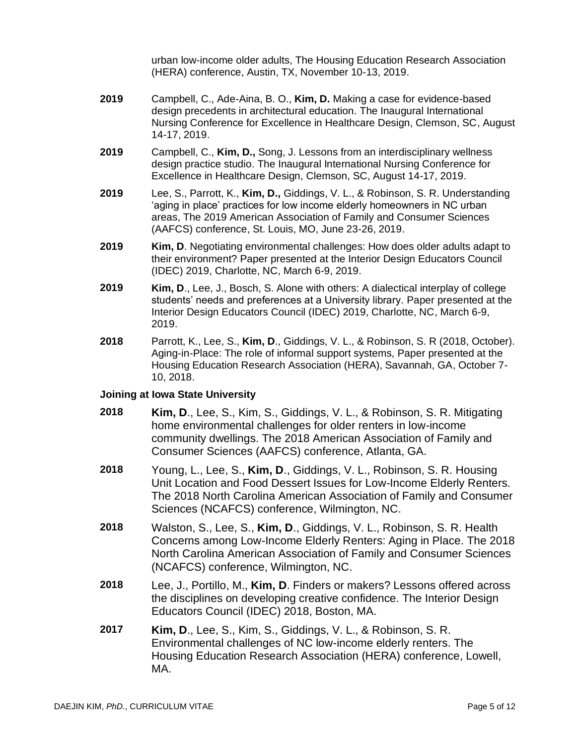urban low-income older adults, The Housing Education Research Association (HERA) conference, Austin, TX, November 10-13, 2019.

**2019** Campbell, C., Ade-Aina, B. O., **Kim, D.** Making a case for evidence-based design precedents in architectural education. The Inaugural International Nursing Conference for Excellence in Healthcare Design, Clemson, SC, August 14-17, 2019.

**2019** Campbell, C., **Kim, D.,** Song, J. Lessons from an interdisciplinary wellness design practice studio. The Inaugural International Nursing Conference for Excellence in Healthcare Design, Clemson, SC, August 14-17, 2019.

**2019** Lee, S., Parrott, K., **Kim, D.,** Giddings, V. L., & Robinson, S. R. Understanding 'aging in place' practices for low income elderly homeowners in NC urban areas, The 2019 American Association of Family and Consumer Sciences (AAFCS) conference, St. Louis, MO, June 23-26, 2019.

**2019** **Kim, D**. Negotiating environmental challenges: How does older adults adapt to their environment? Paper presented at the Interior Design Educators Council (IDEC) 2019, Charlotte, NC, March 6-9, 2019.

**2019** **Kim, D**., Lee, J., Bosch, S. Alone with others: A dialectical interplay of college students' needs and preferences at a University library. Paper presented at the Interior Design Educators Council (IDEC) 2019, Charlotte, NC, March 6-9, 2019.

**2018** Parrott, K., Lee, S., **Kim, D**., Giddings, V. L., & Robinson, S. R (2018, October). Aging-in-Place: The role of informal support systems, Paper presented at the Housing Education Research Association (HERA), Savannah, GA, October 7-10, 2018.

**Joining at Iowa State University**

**2018** **Kim, D**., Lee, S., Kim, S., Giddings, V. L., & Robinson, S. R. Mitigating home environmental challenges for older renters in low-income community dwellings. The 2018 American Association of Family and Consumer Sciences (AAFCS) conference, Atlanta, GA.

**2018** Young, L., Lee, S., **Kim, D**., Giddings, V. L., Robinson, S. R. Housing Unit Location and Food Dessert Issues for Low-Income Elderly Renters. The 2018 North Carolina American Association of Family and Consumer Sciences (NCAFCS) conference, Wilmington, NC.

**2018** Walston, S., Lee, S., **Kim, D**., Giddings, V. L., Robinson, S. R. Health Concerns among Low-Income Elderly Renters: Aging in Place. The 2018 North Carolina American Association of Family and Consumer Sciences (NCAFCS) conference, Wilmington, NC.

**2018** Lee, J., Portillo, M., **Kim, D**. Finders or makers? Lessons offered across the disciplines on developing creative confidence. The Interior Design Educators Council (IDEC) 2018, Boston, MA.

**2017** **Kim, D**., Lee, S., Kim, S., Giddings, V. L., & Robinson, S. R. Environmental challenges of NC low-income elderly renters. The Housing Education Research Association (HERA) conference, Lowell, MA.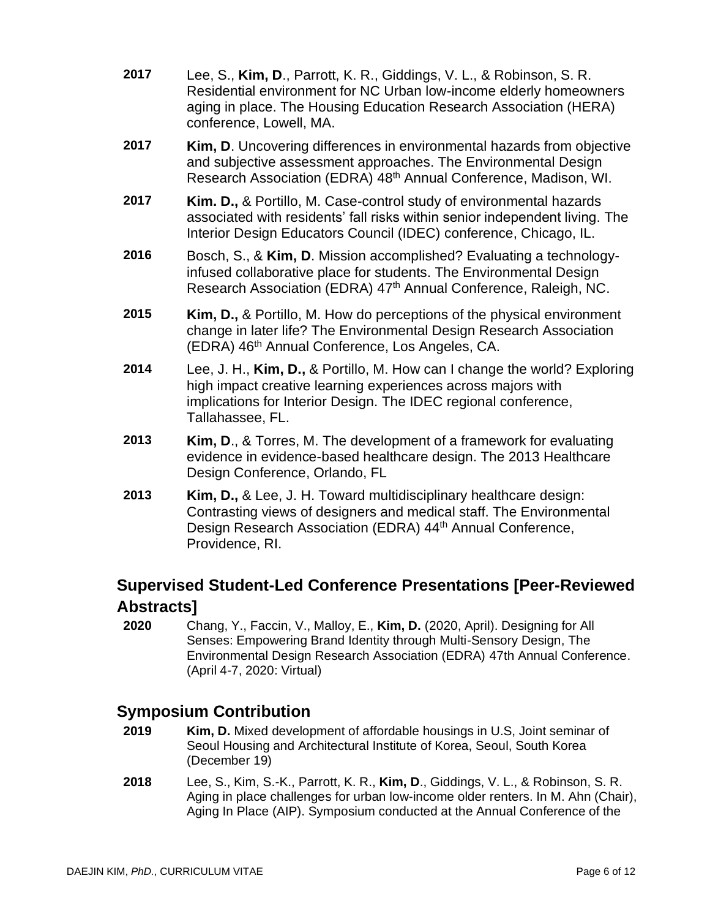**2017** Lee, S., **Kim, D**., Parrott, K. R., Giddings, V. L., & Robinson, S. R. Residential environment for NC Urban low-income elderly homeowners aging in place. The Housing Education Research Association (HERA) conference, Lowell, MA.

**2017** **Kim, D**. Uncovering differences in environmental hazards from objective and subjective assessment approaches. The Environmental Design Research Association (EDRA) 48th Annual Conference, Madison, WI.

**2017** **Kim. D.,** & Portillo, M. Case-control study of environmental hazards associated with residents' fall risks within senior independent living. The Interior Design Educators Council (IDEC) conference, Chicago, IL.

**2016** Bosch, S., & **Kim, D**. Mission accomplished? Evaluating a technology-infused collaborative place for students. The Environmental Design Research Association (EDRA) 47th Annual Conference, Raleigh, NC.

**2015** **Kim, D.,** & Portillo, M. How do perceptions of the physical environment change in later life? The Environmental Design Research Association (EDRA) 46th Annual Conference, Los Angeles, CA.

**2014** Lee, J. H., **Kim, D.,** & Portillo, M. How can I change the world? Exploring high impact creative learning experiences across majors with implications for Interior Design. The IDEC regional conference, Tallahassee, FL.

**2013** **Kim, D**., & Torres, M. The development of a framework for evaluating evidence in evidence-based healthcare design. The 2013 Healthcare Design Conference, Orlando, FL

**2013** **Kim, D.,** & Lee, J. H. Toward multidisciplinary healthcare design: Contrasting views of designers and medical staff. The Environmental Design Research Association (EDRA) 44th Annual Conference, Providence, RI.

## Supervised Student-Led Conference Presentations [Peer-Reviewed Abstracts]

**2020** Chang, Y., Faccin, V., Malloy, E., **Kim, D.** (2020, April). Designing for All Senses: Empowering Brand Identity through Multi-Sensory Design, The Environmental Design Research Association (EDRA) 47th Annual Conference. (April 4-7, 2020: Virtual)

## Symposium Contribution

**2019** **Kim, D.** Mixed development of affordable housings in U.S, Joint seminar of Seoul Housing and Architectural Institute of Korea, Seoul, South Korea (December 19)

**2018** Lee, S., Kim, S.-K., Parrott, K. R., **Kim, D**., Giddings, V. L., & Robinson, S. R. Aging in place challenges for urban low-income older renters. In M. Ahn (Chair), Aging In Place (AIP). Symposium conducted at the Annual Conference of the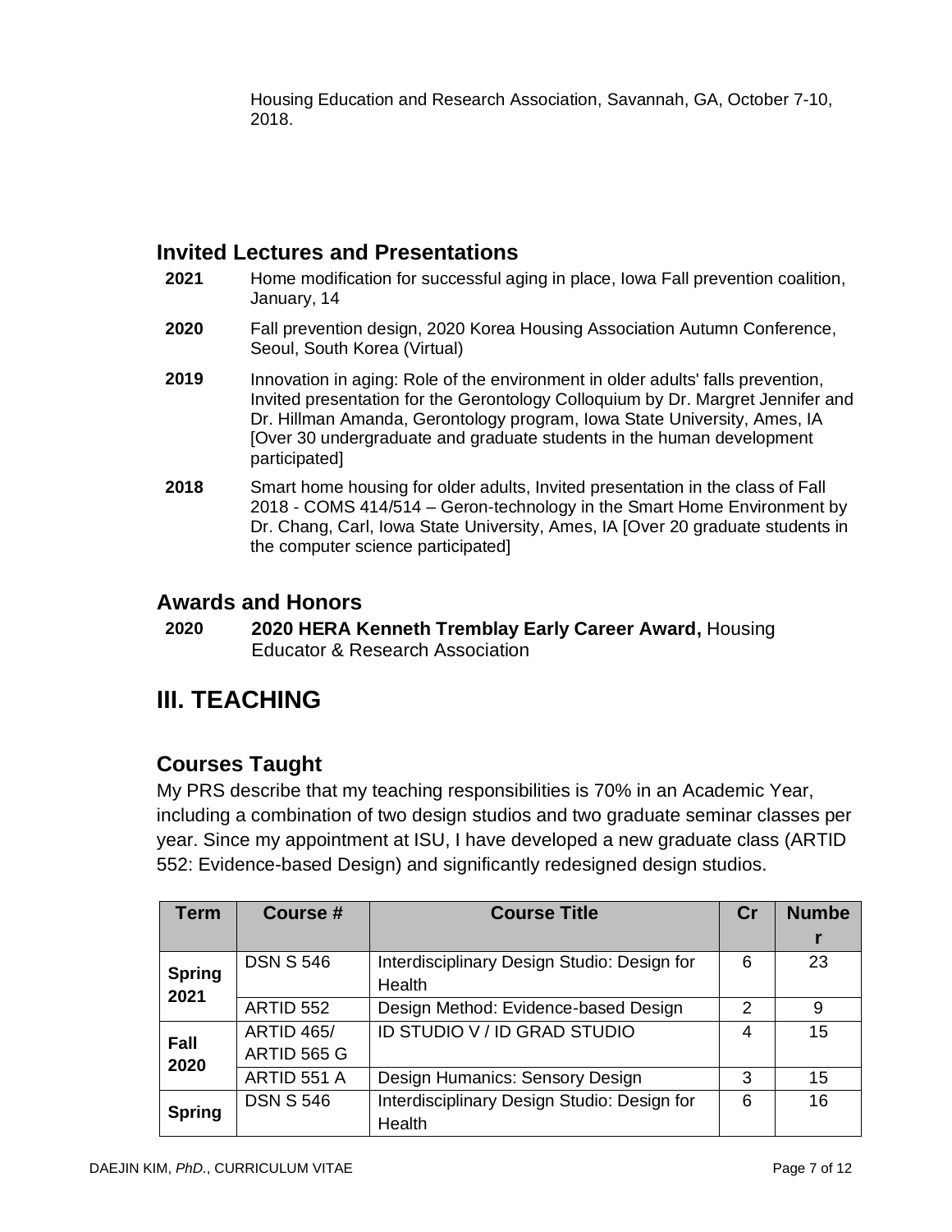Housing Education and Research Association, Savannah, GA, October 7-10, 2018.

### Invited Lectures and Presentations

**2021** Home modification for successful aging in place, Iowa Fall prevention coalition, January, 14

**2020** Fall prevention design, 2020 Korea Housing Association Autumn Conference, Seoul, South Korea (Virtual)

**2019** Innovation in aging: Role of the environment in older adults' falls prevention, Invited presentation for the Gerontology Colloquium by Dr. Margret Jennifer and Dr. Hillman Amanda, Gerontology program, Iowa State University, Ames, IA [Over 30 undergraduate and graduate students in the human development participated]

**2018** Smart home housing for older adults, Invited presentation in the class of Fall 2018 - COMS 414/514 – Geron-technology in the Smart Home Environment by Dr. Chang, Carl, Iowa State University, Ames, IA [Over 20 graduate students in the computer science participated]

### Awards and Honors

**2020** **2020 HERA Kenneth Tremblay Early Career Award,** Housing Educator & Research Association

## III. TEACHING

### Courses Taught

My PRS describe that my teaching responsibilities is 70% in an Academic Year, including a combination of two design studios and two graduate seminar classes per year. Since my appointment at ISU, I have developed a new graduate class (ARTID 552: Evidence-based Design) and significantly redesigned design studios.

| Term | Course # | Course Title | Cr | Number |
|---|---|---|---|---|
| **Spring 2021** | DSN S 546 | Interdisciplinary Design Studio: Design for Health | 6 | 23 |
| | ARTID 552 | Design Method: Evidence-based Design | 2 | 9 |
| **Fall 2020** | ARTID 465/ ARTID 565 G | ID STUDIO V / ID GRAD STUDIO | 4 | 15 |
| | ARTID 551 A | Design Humanics: Sensory Design | 3 | 15 |
| **Spring** | DSN S 546 | Interdisciplinary Design Studio: Design for Health | 6 | 16 |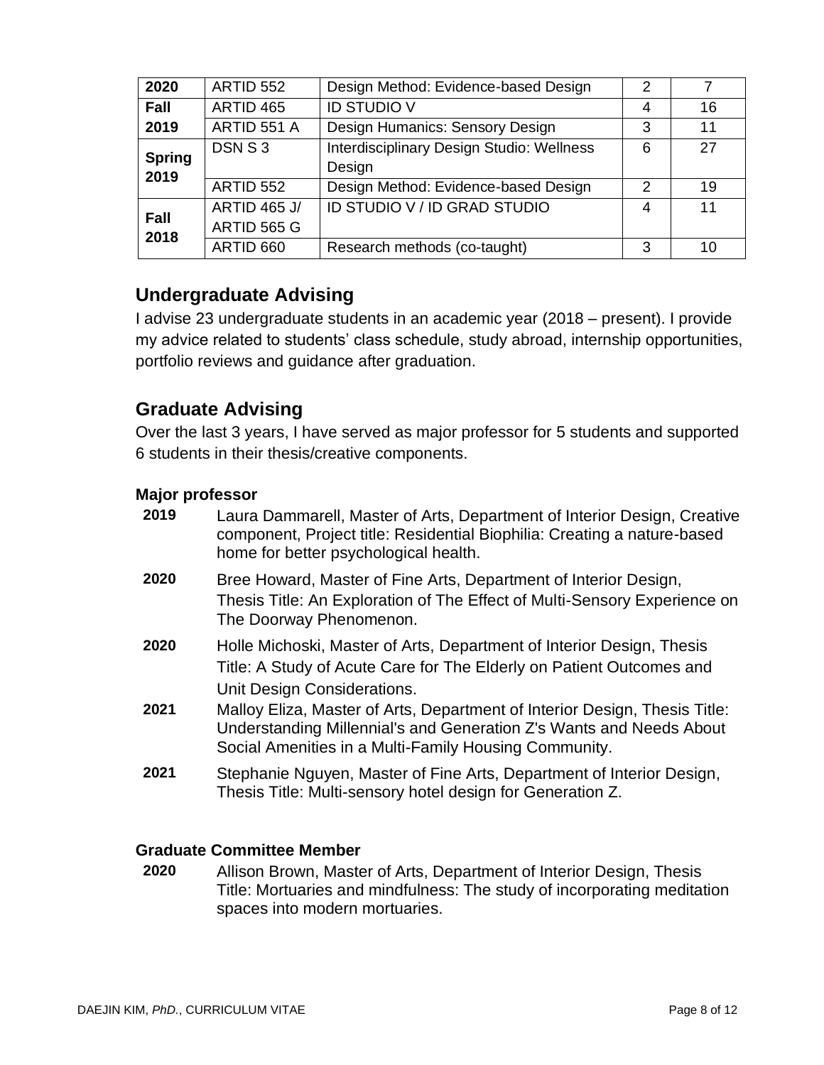| 2020 | ARTID 552 | Design Method: Evidence-based Design | 2 | 7 |
| --- | --- | --- | --- | --- |
| Fall 2019 | ARTID 465 | ID STUDIO V | 4 | 16 |
| | ARTID 551 A | Design Humanics: Sensory Design | 3 | 11 |
| Spring 2019 | DSN S 3 | Interdisciplinary Design Studio: Wellness Design | 6 | 27 |
| | ARTID 552 | Design Method: Evidence-based Design | 2 | 19 |
| Fall 2018 | ARTID 465 J/ ARTID 565 G | ID STUDIO V / ID GRAD STUDIO | 4 | 11 |
| | ARTID 660 | Research methods (co-taught) | 3 | 10 |

## Undergraduate Advising

I advise 23 undergraduate students in an academic year (2018 – present). I provide my advice related to students' class schedule, study abroad, internship opportunities, portfolio reviews and guidance after graduation.

## Graduate Advising

Over the last 3 years, I have served as major professor for 5 students and supported 6 students in their thesis/creative components.

### Major professor

**2019** Laura Dammarell, Master of Arts, Department of Interior Design, Creative component, Project title: Residential Biophilia: Creating a nature-based home for better psychological health.

**2020** Bree Howard, Master of Fine Arts, Department of Interior Design, Thesis Title: An Exploration of The Effect of Multi-Sensory Experience on The Doorway Phenomenon.

**2020** Holle Michoski, Master of Arts, Department of Interior Design, Thesis Title: A Study of Acute Care for The Elderly on Patient Outcomes and Unit Design Considerations.

**2021** Malloy Eliza, Master of Arts, Department of Interior Design, Thesis Title: Understanding Millennial's and Generation Z's Wants and Needs About Social Amenities in a Multi-Family Housing Community.

**2021** Stephanie Nguyen, Master of Fine Arts, Department of Interior Design, Thesis Title: Multi-sensory hotel design for Generation Z.

### Graduate Committee Member

**2020** Allison Brown, Master of Arts, Department of Interior Design, Thesis Title: Mortuaries and mindfulness: The study of incorporating meditation spaces into modern mortuaries.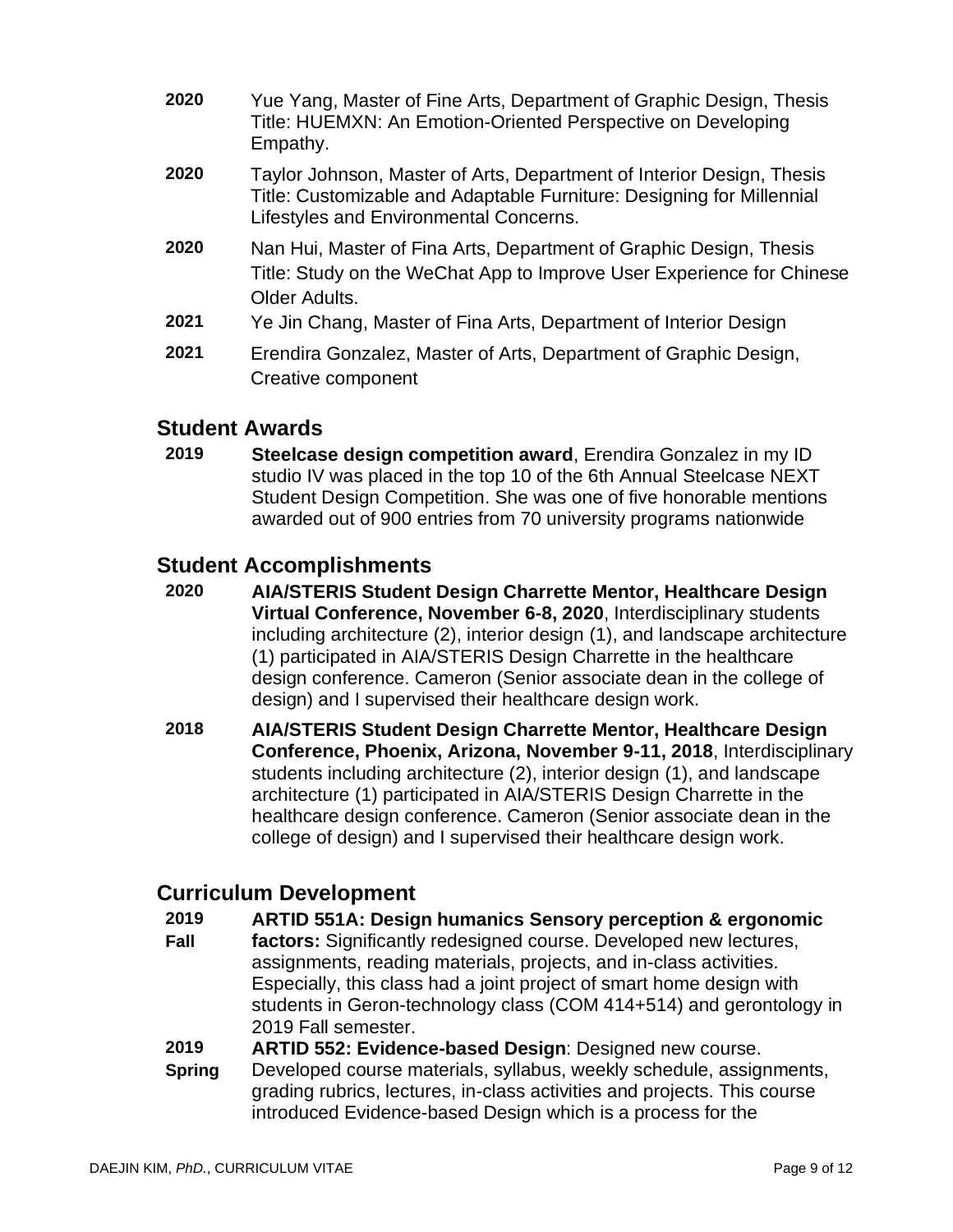**2020** Yue Yang, Master of Fine Arts, Department of Graphic Design, Thesis Title: HUEMXN: An Emotion-Oriented Perspective on Developing Empathy.

**2020** Taylor Johnson, Master of Arts, Department of Interior Design, Thesis Title: Customizable and Adaptable Furniture: Designing for Millennial Lifestyles and Environmental Concerns.

**2020** Nan Hui, Master of Fina Arts, Department of Graphic Design, Thesis Title: Study on the WeChat App to Improve User Experience for Chinese Older Adults.

**2021** Ye Jin Chang, Master of Fina Arts, Department of Interior Design

**2021** Erendira Gonzalez, Master of Arts, Department of Graphic Design, Creative component

## Student Awards

**2019** **Steelcase design competition award**, Erendira Gonzalez in my ID studio IV was placed in the top 10 of the 6th Annual Steelcase NEXT Student Design Competition. She was one of five honorable mentions awarded out of 900 entries from 70 university programs nationwide

## Student Accomplishments

**2020** **AIA/STERIS Student Design Charrette Mentor, Healthcare Design Virtual Conference, November 6-8, 2020**, Interdisciplinary students including architecture (2), interior design (1), and landscape architecture (1) participated in AIA/STERIS Design Charrette in the healthcare design conference. Cameron (Senior associate dean in the college of design) and I supervised their healthcare design work.

**2018** **AIA/STERIS Student Design Charrette Mentor, Healthcare Design Conference, Phoenix, Arizona, November 9-11, 2018**, Interdisciplinary students including architecture (2), interior design (1), and landscape architecture (1) participated in AIA/STERIS Design Charrette in the healthcare design conference. Cameron (Senior associate dean in the college of design) and I supervised their healthcare design work.

## Curriculum Development

**2019 Fall** **ARTID 551A: Design humanics Sensory perception & ergonomic factors:** Significantly redesigned course. Developed new lectures, assignments, reading materials, projects, and in-class activities. Especially, this class had a joint project of smart home design with students in Geron-technology class (COM 414+514) and gerontology in 2019 Fall semester.

**2019 Spring** **ARTID 552: Evidence-based Design**: Designed new course. Developed course materials, syllabus, weekly schedule, assignments, grading rubrics, lectures, in-class activities and projects. This course introduced Evidence-based Design which is a process for the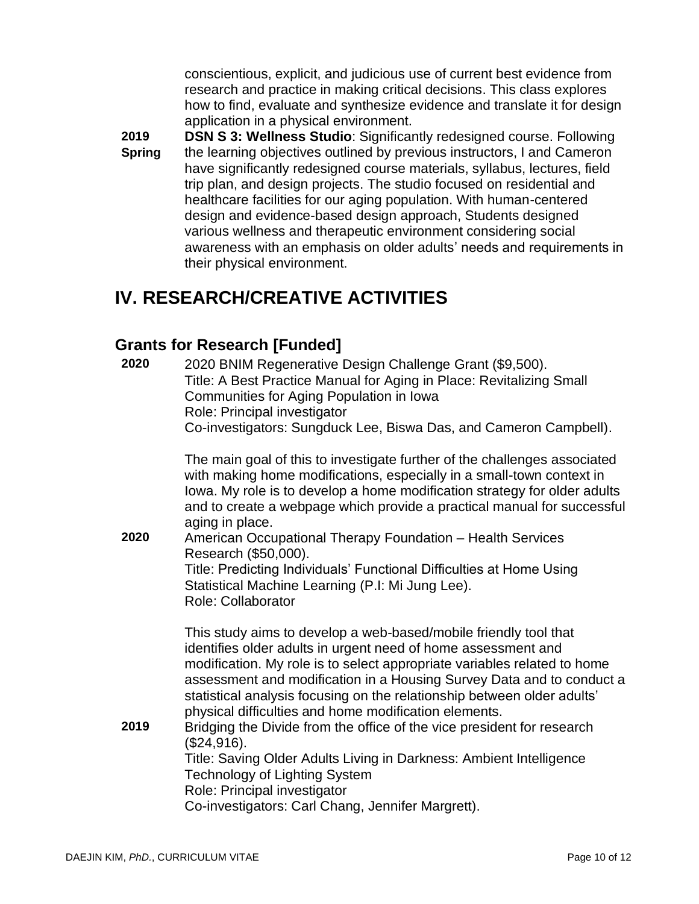conscientious, explicit, and judicious use of current best evidence from research and practice in making critical decisions. This class explores how to find, evaluate and synthesize evidence and translate it for design application in a physical environment.

**2019 Spring** **DSN S 3: Wellness Studio**: Significantly redesigned course. Following the learning objectives outlined by previous instructors, I and Cameron have significantly redesigned course materials, syllabus, lectures, field trip plan, and design projects. The studio focused on residential and healthcare facilities for our aging population. With human-centered design and evidence-based design approach, Students designed various wellness and therapeutic environment considering social awareness with an emphasis on older adults' needs and requirements in their physical environment.

# IV. RESEARCH/CREATIVE ACTIVITIES

## Grants for Research [Funded]

**2020** 2020 BNIM Regenerative Design Challenge Grant ($9,500).
Title: A Best Practice Manual for Aging in Place: Revitalizing Small Communities for Aging Population in Iowa
Role: Principal investigator
Co-investigators: Sungduck Lee, Biswa Das, and Cameron Campbell).

The main goal of this to investigate further of the challenges associated with making home modifications, especially in a small-town context in Iowa. My role is to develop a home modification strategy for older adults and to create a webpage which provide a practical manual for successful aging in place.

**2020** American Occupational Therapy Foundation – Health Services Research ($50,000).
Title: Predicting Individuals' Functional Difficulties at Home Using Statistical Machine Learning (P.I: Mi Jung Lee).
Role: Collaborator

This study aims to develop a web-based/mobile friendly tool that identifies older adults in urgent need of home assessment and modification. My role is to select appropriate variables related to home assessment and modification in a Housing Survey Data and to conduct a statistical analysis focusing on the relationship between older adults' physical difficulties and home modification elements.

**2019** Bridging the Divide from the office of the vice president for research ($24,916).
Title: Saving Older Adults Living in Darkness: Ambient Intelligence Technology of Lighting System
Role: Principal investigator
Co-investigators: Carl Chang, Jennifer Margrett).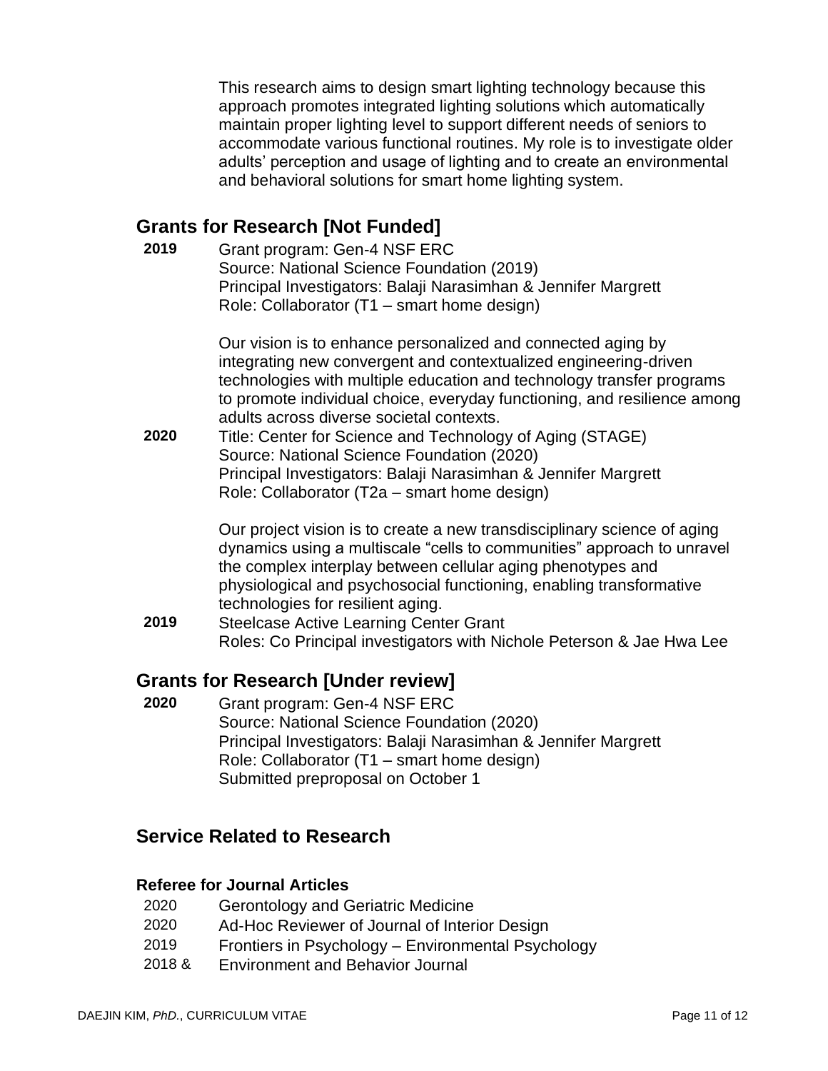This research aims to design smart lighting technology because this approach promotes integrated lighting solutions which automatically maintain proper lighting level to support different needs of seniors to accommodate various functional routines. My role is to investigate older adults' perception and usage of lighting and to create an environmental and behavioral solutions for smart home lighting system.

## Grants for Research [Not Funded]

**2019** Grant program: Gen-4 NSF ERC
Source: National Science Foundation (2019)
Principal Investigators: Balaji Narasimhan & Jennifer Margrett
Role: Collaborator (T1 – smart home design)

Our vision is to enhance personalized and connected aging by integrating new convergent and contextualized engineering-driven technologies with multiple education and technology transfer programs to promote individual choice, everyday functioning, and resilience among adults across diverse societal contexts.

**2020** Title: Center for Science and Technology of Aging (STAGE)
Source: National Science Foundation (2020)
Principal Investigators: Balaji Narasimhan & Jennifer Margrett
Role: Collaborator (T2a – smart home design)

Our project vision is to create a new transdisciplinary science of aging dynamics using a multiscale "cells to communities" approach to unravel the complex interplay between cellular aging phenotypes and physiological and psychosocial functioning, enabling transformative technologies for resilient aging.

**2019** Steelcase Active Learning Center Grant
Roles: Co Principal investigators with Nichole Peterson & Jae Hwa Lee

## Grants for Research [Under review]

**2020** Grant program: Gen-4 NSF ERC
Source: National Science Foundation (2020)
Principal Investigators: Balaji Narasimhan & Jennifer Margrett
Role: Collaborator (T1 – smart home design)
Submitted preproposal on October 1

## Service Related to Research

### Referee for Journal Articles

- 2020 Gerontology and Geriatric Medicine
- 2020 Ad-Hoc Reviewer of Journal of Interior Design
- 2019 Frontiers in Psychology – Environmental Psychology
- 2018 & Environment and Behavior Journal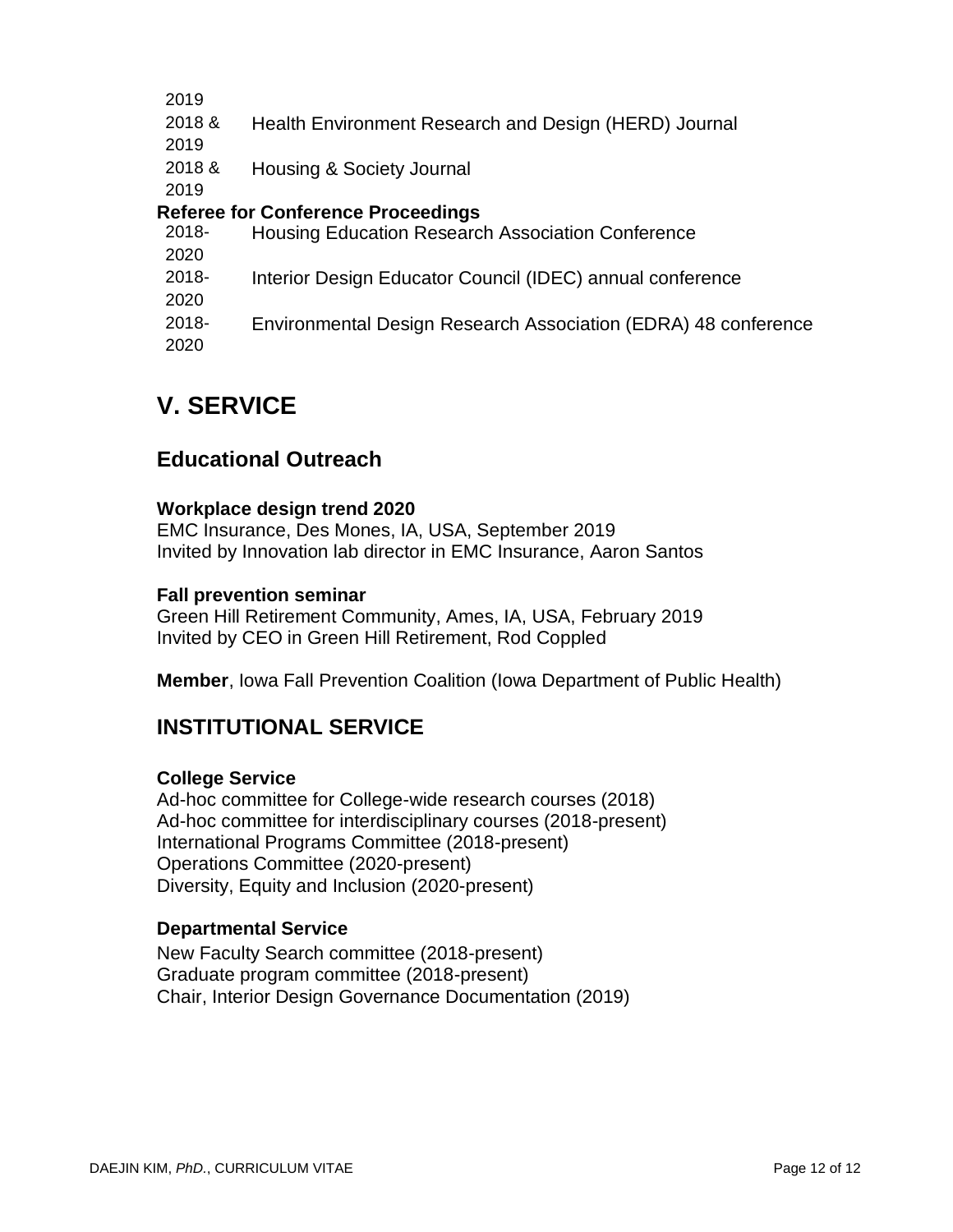| | |
|---|---|
| 2019 | |
| 2018 & 2019 | Health Environment Research and Design (HERD) Journal |
| 2018 & 2019 | Housing & Society Journal |

**Referee for Conference Proceedings**

| | |
|---|---|
| 2018-2020 | Housing Education Research Association Conference |
| 2018-2020 | Interior Design Educator Council (IDEC) annual conference |
| 2018-2020 | Environmental Design Research Association (EDRA) 48 conference |

# V. SERVICE

## Educational Outreach

**Workplace design trend 2020**
EMC Insurance, Des Mones, IA, USA, September 2019
Invited by Innovation lab director in EMC Insurance, Aaron Santos

**Fall prevention seminar**
Green Hill Retirement Community, Ames, IA, USA, February 2019
Invited by CEO in Green Hill Retirement, Rod Coppled

**Member**, Iowa Fall Prevention Coalition (Iowa Department of Public Health)

## INSTITUTIONAL SERVICE

**College Service**
Ad-hoc committee for College-wide research courses (2018)
Ad-hoc committee for interdisciplinary courses (2018-present)
International Programs Committee (2018-present)
Operations Committee (2020-present)
Diversity, Equity and Inclusion (2020-present)

**Departmental Service**
New Faculty Search committee (2018-present)
Graduate program committee (2018-present)
Chair, Interior Design Governance Documentation (2019)